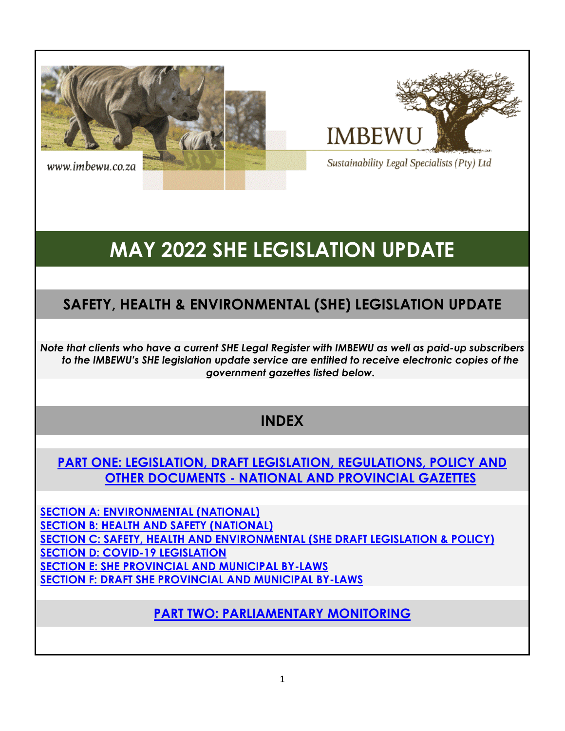www.imbewu.co.za

IMBEWU

*Sustainability Legal Specialists (Pty) Ltd*

# MAY 2022 SHE LEGISLATION UPDATE

## SAFETY, HEALTH & ENVIRONMENTAL (SHE) LEGISLATION UPDATE

***Note that clients who have a current SHE Legal Register with IMBEWU as well as paid-up subscribers to the IMBEWU's SHE legislation update service are entitled to receive electronic copies of the government gazettes listed below.***

## INDEX

**PART ONE: LEGISLATION, DRAFT LEGISLATION, REGULATIONS, POLICY AND OTHER DOCUMENTS - NATIONAL AND PROVINCIAL GAZETTES**

**SECTION A: ENVIRONMENTAL (NATIONAL)**
**SECTION B: HEALTH AND SAFETY (NATIONAL)**
**SECTION C: SAFETY, HEALTH AND ENVIRONMENTAL (SHE DRAFT LEGISLATION & POLICY)**
**SECTION D: COVID-19 LEGISLATION**
**SECTION E: SHE PROVINCIAL AND MUNICIPAL BY-LAWS**
**SECTION F: DRAFT SHE PROVINCIAL AND MUNICIPAL BY-LAWS**

**PART TWO: PARLIAMENTARY MONITORING**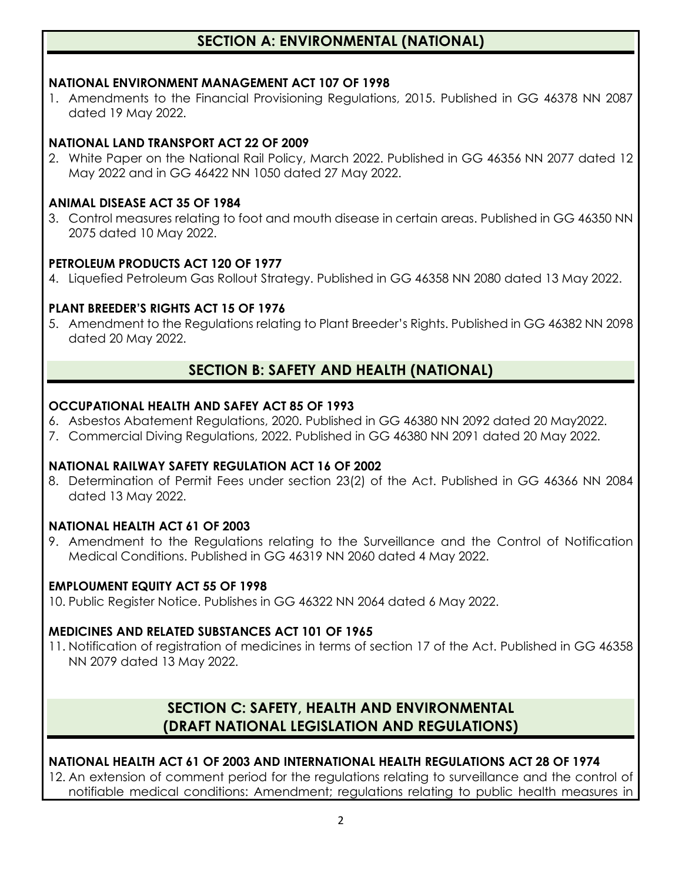## SECTION A: ENVIRONMENTAL (NATIONAL)

### NATIONAL ENVIRONMENT MANAGEMENT ACT 107 OF 1998

1. Amendments to the Financial Provisioning Regulations, 2015. Published in GG 46378 NN 2087 dated 19 May 2022.

### NATIONAL LAND TRANSPORT ACT 22 OF 2009

2. White Paper on the National Rail Policy, March 2022. Published in GG 46356 NN 2077 dated 12 May 2022 and in GG 46422 NN 1050 dated 27 May 2022.

### ANIMAL DISEASE ACT 35 OF 1984

3. Control measures relating to foot and mouth disease in certain areas. Published in GG 46350 NN 2075 dated 10 May 2022.

### PETROLEUM PRODUCTS ACT 120 OF 1977

4. Liquefied Petroleum Gas Rollout Strategy. Published in GG 46358 NN 2080 dated 13 May 2022.

### PLANT BREEDER'S RIGHTS ACT 15 OF 1976

5. Amendment to the Regulations relating to Plant Breeder's Rights. Published in GG 46382 NN 2098 dated 20 May 2022.

## SECTION B: SAFETY AND HEALTH (NATIONAL)

### OCCUPATIONAL HEALTH AND SAFEY ACT 85 OF 1993

6. Asbestos Abatement Regulations, 2020. Published in GG 46380 NN 2092 dated 20 May2022.
7. Commercial Diving Regulations, 2022. Published in GG 46380 NN 2091 dated 20 May 2022.

### NATIONAL RAILWAY SAFETY REGULATION ACT 16 OF 2002

8. Determination of Permit Fees under section 23(2) of the Act. Published in GG 46366 NN 2084 dated 13 May 2022.

### NATIONAL HEALTH ACT 61 OF 2003

9. Amendment to the Regulations relating to the Surveillance and the Control of Notification Medical Conditions. Published in GG 46319 NN 2060 dated 4 May 2022.

### EMPLOUMENT EQUITY ACT 55 OF 1998

10. Public Register Notice. Publishes in GG 46322 NN 2064 dated 6 May 2022.

### MEDICINES AND RELATED SUBSTANCES ACT 101 OF 1965

11. Notification of registration of medicines in terms of section 17 of the Act. Published in GG 46358 NN 2079 dated 13 May 2022.

## SECTION C: SAFETY, HEALTH AND ENVIRONMENTAL (DRAFT NATIONAL LEGISLATION AND REGULATIONS)

### NATIONAL HEALTH ACT 61 OF 2003 AND INTERNATIONAL HEALTH REGULATIONS ACT 28 OF 1974

12. An extension of comment period for the regulations relating to surveillance and the control of notifiable medical conditions: Amendment; regulations relating to public health measures in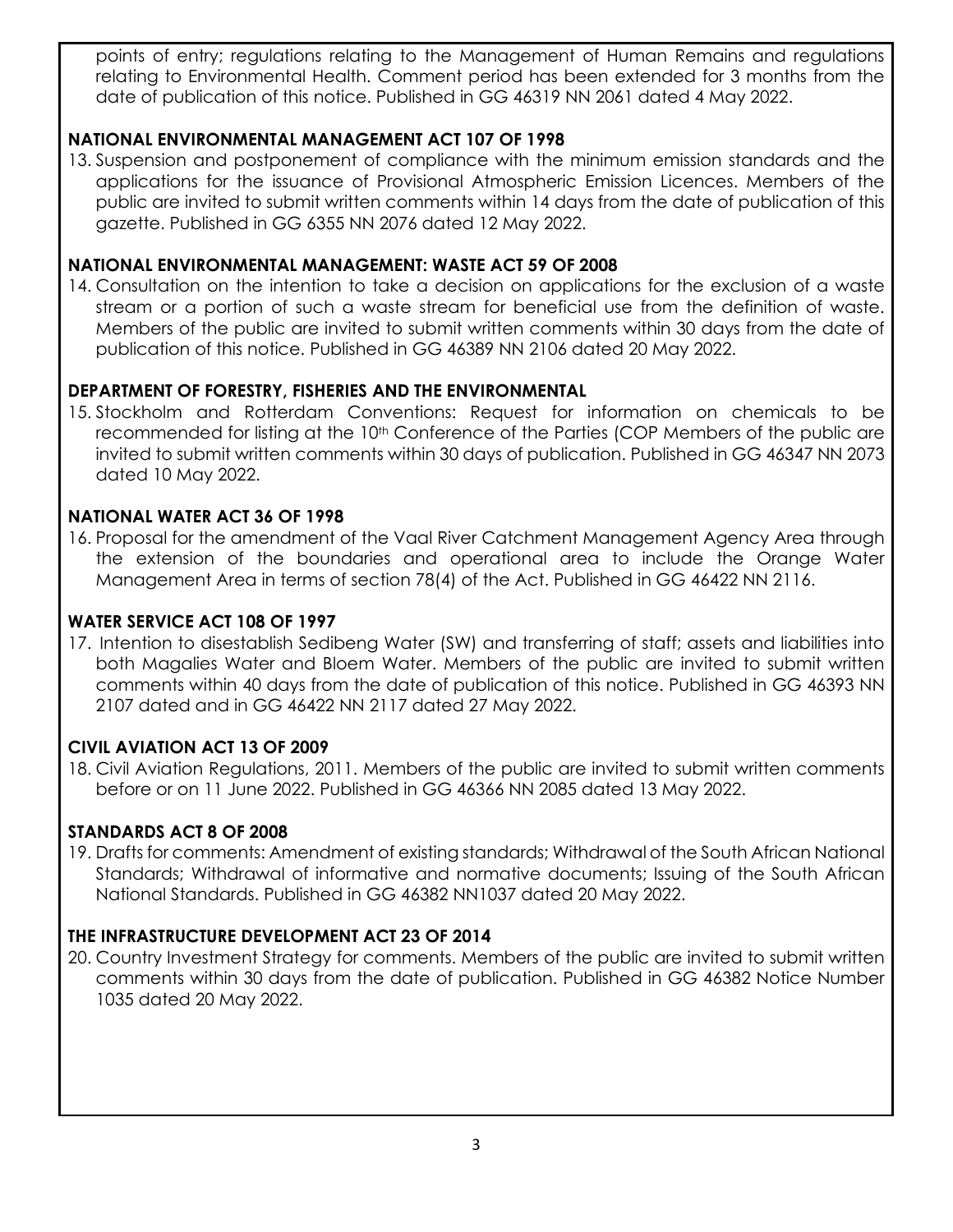points of entry; regulations relating to the Management of Human Remains and regulations relating to Environmental Health. Comment period has been extended for 3 months from the date of publication of this notice. Published in GG 46319 NN 2061 dated 4 May 2022.

**NATIONAL ENVIRONMENTAL MANAGEMENT ACT 107 OF 1998**

13. Suspension and postponement of compliance with the minimum emission standards and the applications for the issuance of Provisional Atmospheric Emission Licences. Members of the public are invited to submit written comments within 14 days from the date of publication of this gazette. Published in GG 6355 NN 2076 dated 12 May 2022.

**NATIONAL ENVIRONMENTAL MANAGEMENT: WASTE ACT 59 OF 2008**

14. Consultation on the intention to take a decision on applications for the exclusion of a waste stream or a portion of such a waste stream for beneficial use from the definition of waste. Members of the public are invited to submit written comments within 30 days from the date of publication of this notice. Published in GG 46389 NN 2106 dated 20 May 2022.

**DEPARTMENT OF FORESTRY, FISHERIES AND THE ENVIRONMENTAL**

15. Stockholm and Rotterdam Conventions: Request for information on chemicals to be recommended for listing at the 10th Conference of the Parties (COP Members of the public are invited to submit written comments within 30 days of publication. Published in GG 46347 NN 2073 dated 10 May 2022.

**NATIONAL WATER ACT 36 OF 1998**

16. Proposal for the amendment of the Vaal River Catchment Management Agency Area through the extension of the boundaries and operational area to include the Orange Water Management Area in terms of section 78(4) of the Act. Published in GG 46422 NN 2116.

**WATER SERVICE ACT 108 OF 1997**

17. Intention to disestablish Sedibeng Water (SW) and transferring of staff; assets and liabilities into both Magalies Water and Bloem Water. Members of the public are invited to submit written comments within 40 days from the date of publication of this notice. Published in GG 46393 NN 2107 dated and in GG 46422 NN 2117 dated 27 May 2022.

**CIVIL AVIATION ACT 13 OF 2009**

18. Civil Aviation Regulations, 2011. Members of the public are invited to submit written comments before or on 11 June 2022. Published in GG 46366 NN 2085 dated 13 May 2022.

**STANDARDS ACT 8 OF 2008**

19. Drafts for comments: Amendment of existing standards; Withdrawal of the South African National Standards; Withdrawal of informative and normative documents; Issuing of the South African National Standards. Published in GG 46382 NN1037 dated 20 May 2022.

**THE INFRASTRUCTURE DEVELOPMENT ACT 23 OF 2014**

20. Country Investment Strategy for comments. Members of the public are invited to submit written comments within 30 days from the date of publication. Published in GG 46382 Notice Number 1035 dated 20 May 2022.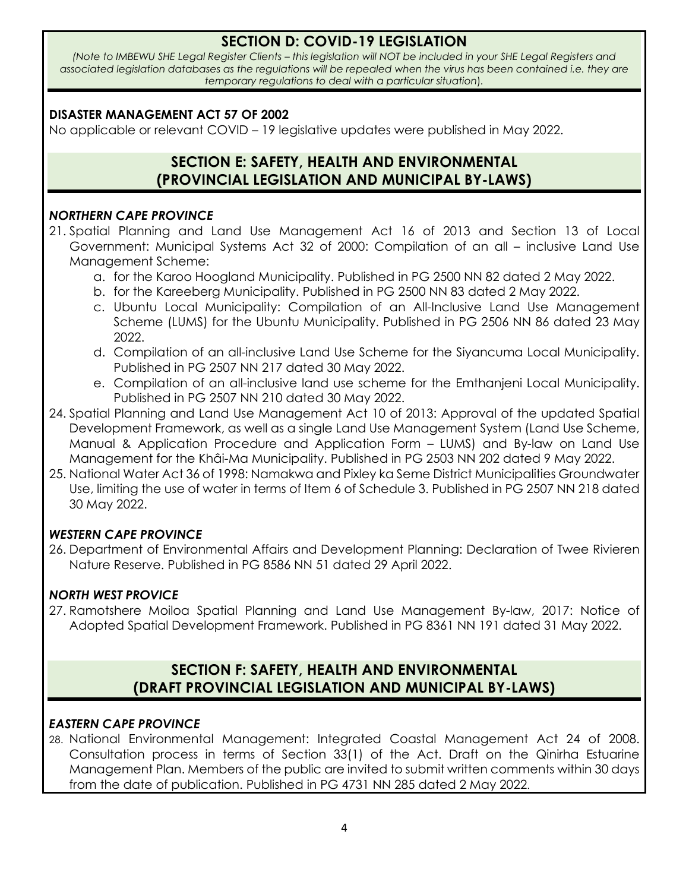## SECTION D: COVID-19 LEGISLATION

*(Note to IMBEWU SHE Legal Register Clients – this legislation will NOT be included in your SHE Legal Registers and associated legislation databases as the regulations will be repealed when the virus has been contained i.e. they are temporary regulations to deal with a particular situation).*

**DISASTER MANAGEMENT ACT 57 OF 2002**

No applicable or relevant COVID – 19 legislative updates were published in May 2022.

## SECTION E: SAFETY, HEALTH AND ENVIRONMENTAL (PROVINCIAL LEGISLATION AND MUNICIPAL BY-LAWS)

***NORTHERN CAPE PROVINCE***

21. Spatial Planning and Land Use Management Act 16 of 2013 and Section 13 of Local Government: Municipal Systems Act 32 of 2000: Compilation of an all – inclusive Land Use Management Scheme:
    a. for the Karoo Hoogland Municipality. Published in PG 2500 NN 82 dated 2 May 2022.
    b. for the Kareeberg Municipality. Published in PG 2500 NN 83 dated 2 May 2022.
    c. Ubuntu Local Municipality: Compilation of an All-Inclusive Land Use Management Scheme (LUMS) for the Ubuntu Municipality. Published in PG 2506 NN 86 dated 23 May 2022.
    d. Compilation of an all-inclusive Land Use Scheme for the Siyancuma Local Municipality. Published in PG 2507 NN 217 dated 30 May 2022.
    e. Compilation of an all-inclusive land use scheme for the Emthanjeni Local Municipality. Published in PG 2507 NN 210 dated 30 May 2022.

24. Spatial Planning and Land Use Management Act 10 of 2013: Approval of the updated Spatial Development Framework, as well as a single Land Use Management System (Land Use Scheme, Manual & Application Procedure and Application Form – LUMS) and By-law on Land Use Management for the Khâi-Ma Municipality. Published in PG 2503 NN 202 dated 9 May 2022.
25. National Water Act 36 of 1998: Namakwa and Pixley ka Seme District Municipalities Groundwater Use, limiting the use of water in terms of Item 6 of Schedule 3. Published in PG 2507 NN 218 dated 30 May 2022.

***WESTERN CAPE PROVINCE***

26. Department of Environmental Affairs and Development Planning: Declaration of Twee Rivieren Nature Reserve. Published in PG 8586 NN 51 dated 29 April 2022.

***NORTH WEST PROVICE***

27. Ramotshere Moiloa Spatial Planning and Land Use Management By-law, 2017: Notice of Adopted Spatial Development Framework. Published in PG 8361 NN 191 dated 31 May 2022.

## SECTION F: SAFETY, HEALTH AND ENVIRONMENTAL (DRAFT PROVINCIAL LEGISLATION AND MUNICIPAL BY-LAWS)

***EASTERN CAPE PROVINCE***

28. National Environmental Management: Integrated Coastal Management Act 24 of 2008. Consultation process in terms of Section 33(1) of the Act. Draft on the Qinirha Estuarine Management Plan. Members of the public are invited to submit written comments within 30 days from the date of publication. Published in PG 4731 NN 285 dated 2 May 2022.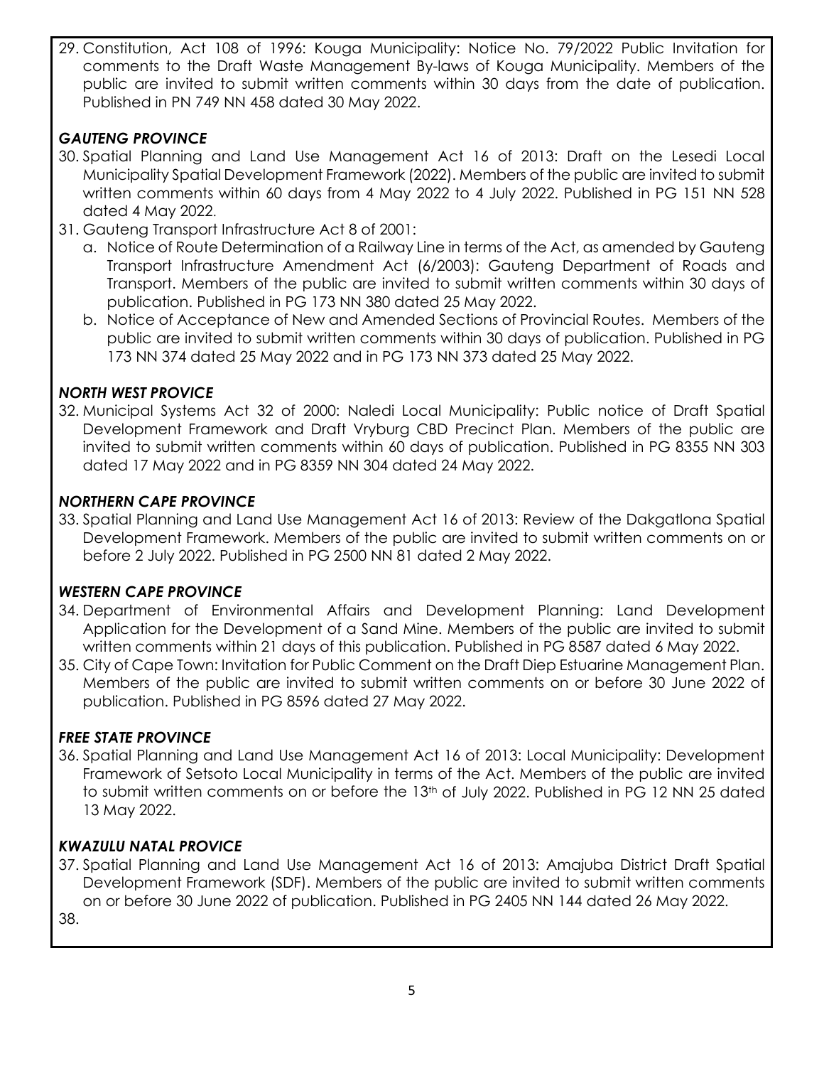29. Constitution, Act 108 of 1996: Kouga Municipality: Notice No. 79/2022 Public Invitation for comments to the Draft Waste Management By-laws of Kouga Municipality. Members of the public are invited to submit written comments within 30 days from the date of publication. Published in PN 749 NN 458 dated 30 May 2022.

### *GAUTENG PROVINCE*

30. Spatial Planning and Land Use Management Act 16 of 2013: Draft on the Lesedi Local Municipality Spatial Development Framework (2022). Members of the public are invited to submit written comments within 60 days from 4 May 2022 to 4 July 2022. Published in PG 151 NN 528 dated 4 May 2022.
31. Gauteng Transport Infrastructure Act 8 of 2001:
    a. Notice of Route Determination of a Railway Line in terms of the Act, as amended by Gauteng Transport Infrastructure Amendment Act (6/2003): Gauteng Department of Roads and Transport. Members of the public are invited to submit written comments within 30 days of publication. Published in PG 173 NN 380 dated 25 May 2022.
    b. Notice of Acceptance of New and Amended Sections of Provincial Routes. Members of the public are invited to submit written comments within 30 days of publication. Published in PG 173 NN 374 dated 25 May 2022 and in PG 173 NN 373 dated 25 May 2022.

### *NORTH WEST PROVICE*

32. Municipal Systems Act 32 of 2000: Naledi Local Municipality: Public notice of Draft Spatial Development Framework and Draft Vryburg CBD Precinct Plan. Members of the public are invited to submit written comments within 60 days of publication. Published in PG 8355 NN 303 dated 17 May 2022 and in PG 8359 NN 304 dated 24 May 2022.

### *NORTHERN CAPE PROVINCE*

33. Spatial Planning and Land Use Management Act 16 of 2013: Review of the Dakgatlona Spatial Development Framework. Members of the public are invited to submit written comments on or before 2 July 2022. Published in PG 2500 NN 81 dated 2 May 2022.

### *WESTERN CAPE PROVINCE*

34. Department of Environmental Affairs and Development Planning: Land Development Application for the Development of a Sand Mine. Members of the public are invited to submit written comments within 21 days of this publication. Published in PG 8587 dated 6 May 2022.
35. City of Cape Town: Invitation for Public Comment on the Draft Diep Estuarine Management Plan. Members of the public are invited to submit written comments on or before 30 June 2022 of publication. Published in PG 8596 dated 27 May 2022.

### *FREE STATE PROVINCE*

36. Spatial Planning and Land Use Management Act 16 of 2013: Local Municipality: Development Framework of Setsoto Local Municipality in terms of the Act. Members of the public are invited to submit written comments on or before the 13th of July 2022. Published in PG 12 NN 25 dated 13 May 2022.

### *KWAZULU NATAL PROVICE*

37. Spatial Planning and Land Use Management Act 16 of 2013: Amajuba District Draft Spatial Development Framework (SDF). Members of the public are invited to submit written comments on or before 30 June 2022 of publication. Published in PG 2405 NN 144 dated 26 May 2022.
38.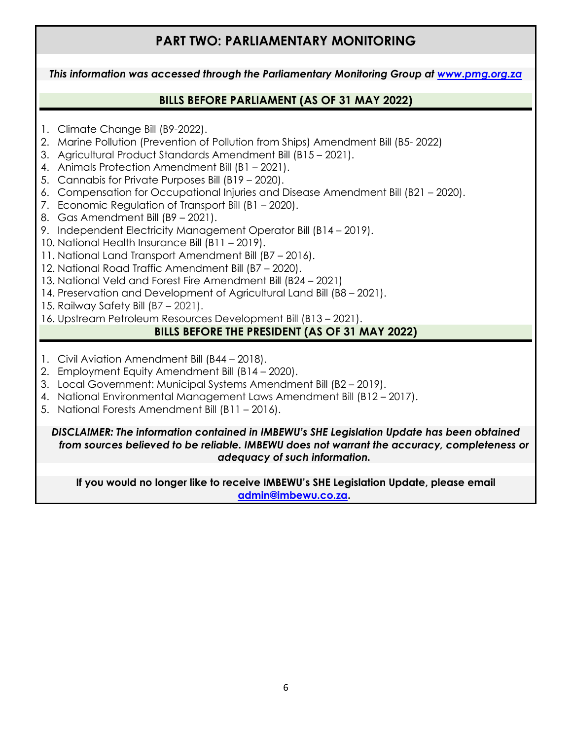# PART TWO: PARLIAMENTARY MONITORING

***This information was accessed through the Parliamentary Monitoring Group at [www.pmg.org.za](http://www.pmg.org.za)***

## BILLS BEFORE PARLIAMENT (AS OF 31 MAY 2022)

1. Climate Change Bill (B9-2022).
2. Marine Pollution (Prevention of Pollution from Ships) Amendment Bill (B5- 2022)
3. Agricultural Product Standards Amendment Bill (B15 – 2021).
4. Animals Protection Amendment Bill (B1 – 2021).
5. Cannabis for Private Purposes Bill (B19 – 2020).
6. Compensation for Occupational Injuries and Disease Amendment Bill (B21 – 2020).
7. Economic Regulation of Transport Bill (B1 – 2020).
8. Gas Amendment Bill (B9 – 2021).
9. Independent Electricity Management Operator Bill (B14 – 2019).
10. National Health Insurance Bill (B11 – 2019).
11. National Land Transport Amendment Bill (B7 – 2016).
12. National Road Traffic Amendment Bill (B7 – 2020).
13. National Veld and Forest Fire Amendment Bill (B24 – 2021)
14. Preservation and Development of Agricultural Land Bill (B8 – 2021).
15. Railway Safety Bill (B7 – 2021).
16. Upstream Petroleum Resources Development Bill (B13 – 2021).

## BILLS BEFORE THE PRESIDENT (AS OF 31 MAY 2022)

1. Civil Aviation Amendment Bill (B44 – 2018).
2. Employment Equity Amendment Bill (B14 – 2020).
3. Local Government: Municipal Systems Amendment Bill (B2 – 2019).
4. National Environmental Management Laws Amendment Bill (B12 – 2017).
5. National Forests Amendment Bill (B11 – 2016).

***DISCLAIMER: The information contained in IMBEWU's SHE Legislation Update has been obtained from sources believed to be reliable. IMBEWU does not warrant the accuracy, completeness or adequacy of such information.***

**If you would no longer like to receive IMBEWU's SHE Legislation Update, please email [admin@imbewu.co.za](mailto:admin@imbewu.co.za).**